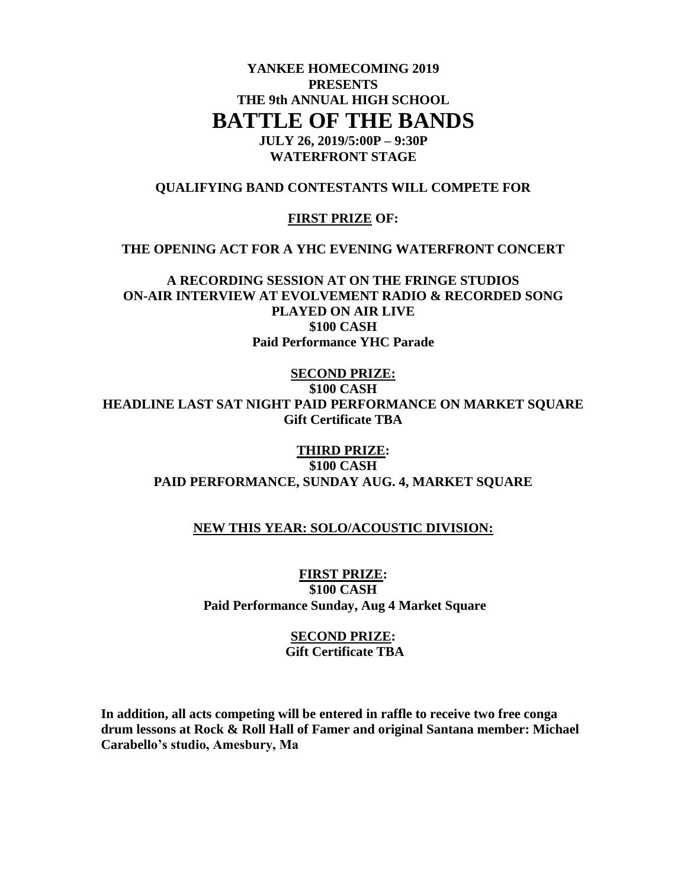**YANKEE HOMECOMING 2019**
**PRESENTS**
**THE 9th ANNUAL HIGH SCHOOL**

# BATTLE OF THE BANDS

**JULY 26, 2019/5:00P – 9:30P**
**WATERFRONT STAGE**

**QUALIFYING BAND CONTESTANTS WILL COMPETE FOR**

**FIRST PRIZE OF:**

**THE OPENING ACT FOR A YHC EVENING WATERFRONT CONCERT**

**A RECORDING SESSION AT ON THE FRINGE STUDIOS**
**ON-AIR INTERVIEW AT EVOLVEMENT RADIO & RECORDED SONG PLAYED ON AIR LIVE**
**$100 CASH**
**Paid Performance YHC Parade**

**SECOND PRIZE:**
**$100 CASH**
**HEADLINE LAST SAT NIGHT PAID PERFORMANCE ON MARKET SQUARE**
**Gift Certificate TBA**

**THIRD PRIZE:**
**$100 CASH**
**PAID PERFORMANCE, SUNDAY AUG. 4, MARKET SQUARE**

**NEW THIS YEAR: SOLO/ACOUSTIC DIVISION:**

**FIRST PRIZE:**
**$100 CASH**
**Paid Performance Sunday, Aug 4 Market Square**

**SECOND PRIZE:**
**Gift Certificate TBA**

**In addition, all acts competing will be entered in raffle to receive two free conga drum lessons at Rock & Roll Hall of Famer and original Santana member: Michael Carabello's studio, Amesbury, Ma**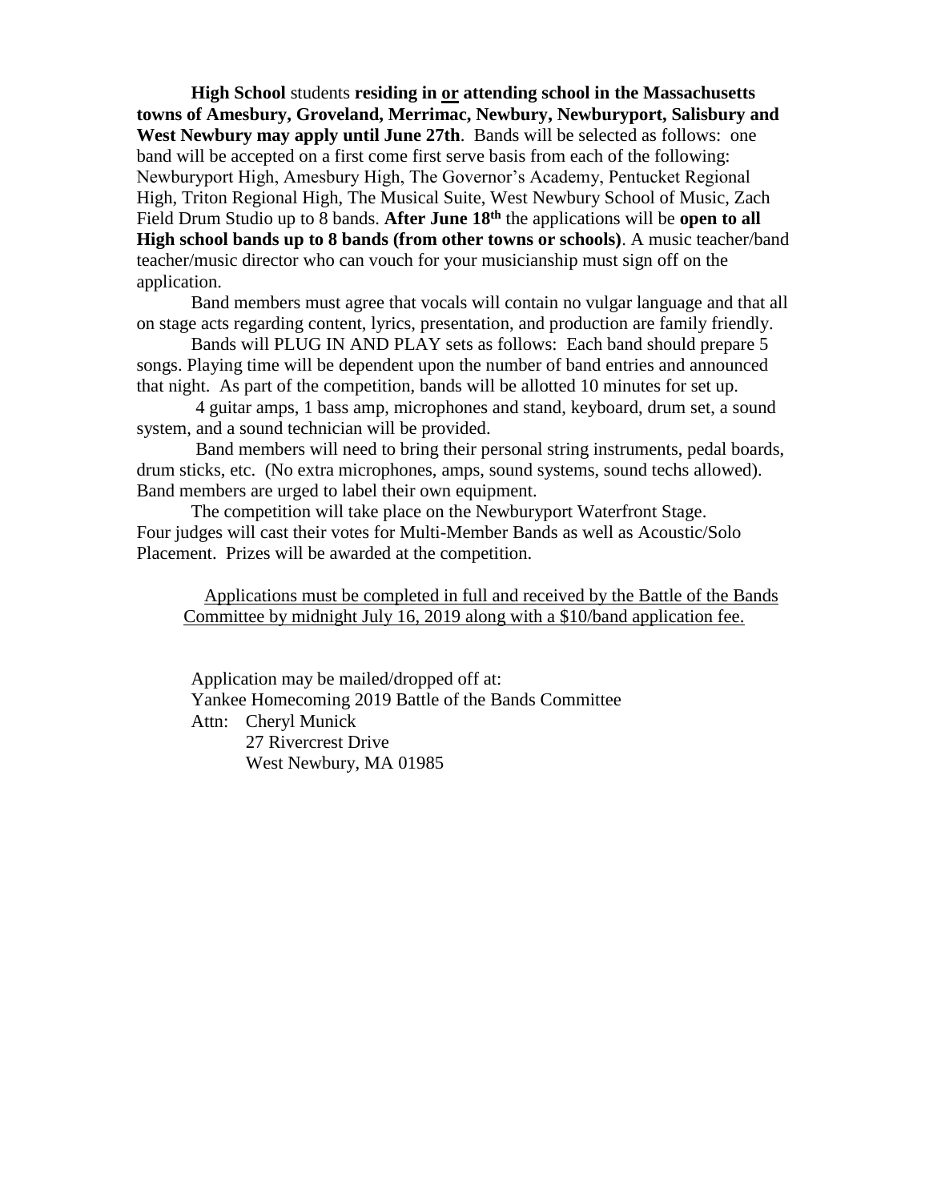**High School** students **residing in <u>or</u> attending school in the Massachusetts towns of Amesbury, Groveland, Merrimac, Newbury, Newburyport, Salisbury and West Newbury may apply until June 27th**. Bands will be selected as follows: one band will be accepted on a first come first serve basis from each of the following: Newburyport High, Amesbury High, The Governor's Academy, Pentucket Regional High, Triton Regional High, The Musical Suite, West Newbury School of Music, Zach Field Drum Studio up to 8 bands. **After June 18th** the applications will be **open to all High school bands up to 8 bands (from other towns or schools)**. A music teacher/band teacher/music director who can vouch for your musicianship must sign off on the application.

Band members must agree that vocals will contain no vulgar language and that all on stage acts regarding content, lyrics, presentation, and production are family friendly.

Bands will PLUG IN AND PLAY sets as follows: Each band should prepare 5 songs. Playing time will be dependent upon the number of band entries and announced that night. As part of the competition, bands will be allotted 10 minutes for set up.

4 guitar amps, 1 bass amp, microphones and stand, keyboard, drum set, a sound system, and a sound technician will be provided.

Band members will need to bring their personal string instruments, pedal boards, drum sticks, etc. (No extra microphones, amps, sound systems, sound techs allowed). Band members are urged to label their own equipment.

The competition will take place on the Newburyport Waterfront Stage. Four judges will cast their votes for Multi-Member Bands as well as Acoustic/Solo Placement. Prizes will be awarded at the competition.

<u>Applications must be completed in full and received by the Battle of the Bands Committee by midnight July 16, 2019 along with a $10/band application fee.</u>

Application may be mailed/dropped off at:
Yankee Homecoming 2019 Battle of the Bands Committee
Attn: Cheryl Munick
27 Rivercrest Drive
West Newbury, MA 01985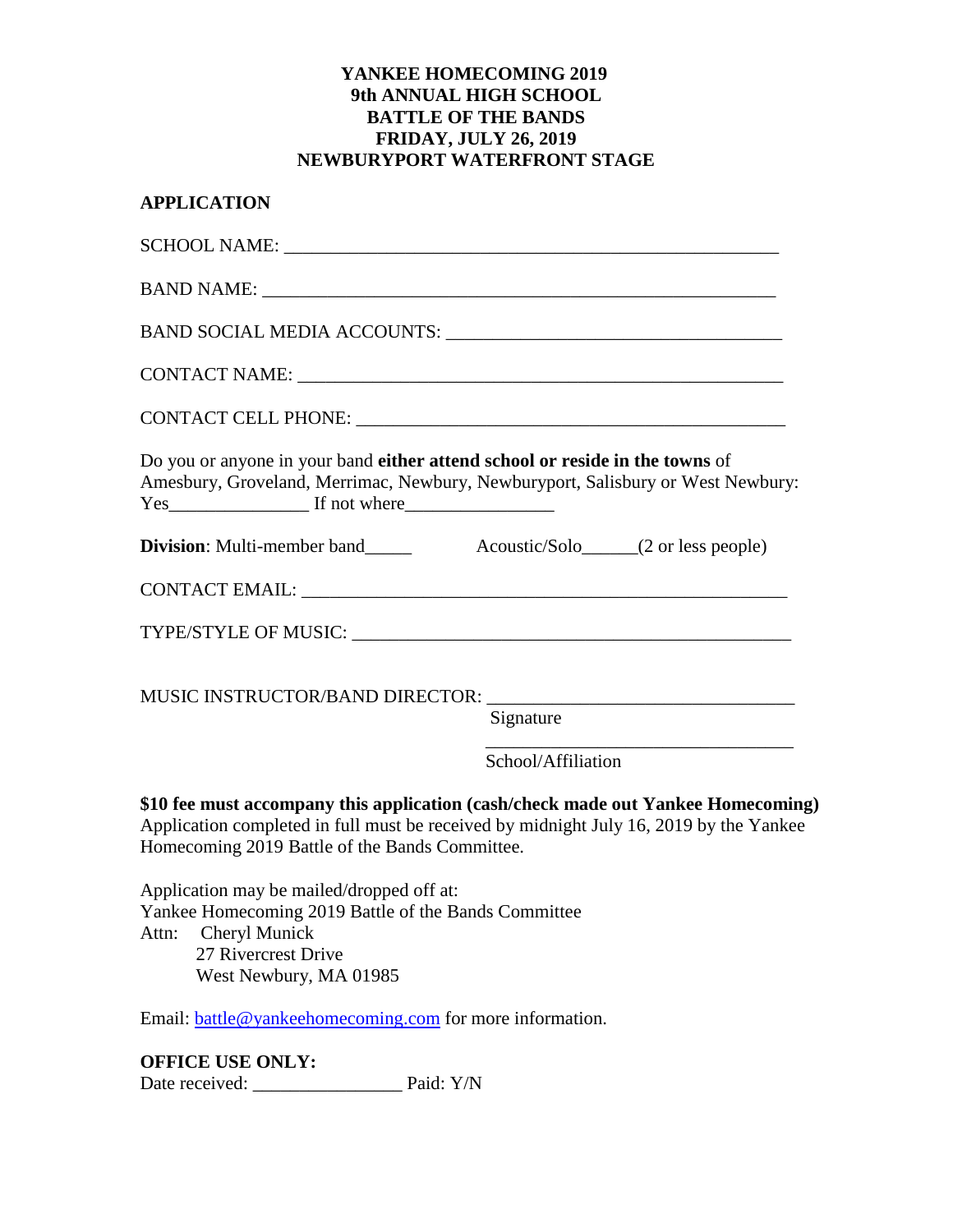**YANKEE HOMECOMING 2019**
**9th ANNUAL HIGH SCHOOL**
**BATTLE OF THE BANDS**
**FRIDAY, JULY 26, 2019**
**NEWBURYPORT WATERFRONT STAGE**

## APPLICATION

SCHOOL NAME: ______________________________________________________

BAND NAME: ________________________________________________________

BAND SOCIAL MEDIA ACCOUNTS: ____________________________________

CONTACT NAME: _____________________________________________________

CONTACT CELL PHONE: ________________________________________________

Do you or anyone in your band **either attend school or reside in the towns** of Amesbury, Groveland, Merrimac, Newbury, Newburyport, Salisbury or West Newbury:
Yes_______________ If not where________________

**Division**: Multi-member band_____ Acoustic/Solo______(2 or less people)

CONTACT EMAIL: _____________________________________________________

TYPE/STYLE OF MUSIC: ________________________________________________

MUSIC INSTRUCTOR/BAND DIRECTOR: ________________________________
Signature

________________________________
School/Affiliation

**$10 fee must accompany this application (cash/check made out Yankee Homecoming)**
Application completed in full must be received by midnight July 16, 2019 by the Yankee Homecoming 2019 Battle of the Bands Committee.

Application may be mailed/dropped off at:
Yankee Homecoming 2019 Battle of the Bands Committee
Attn: Cheryl Munick
27 Rivercrest Drive
West Newbury, MA 01985

Email: battle@yankeehomecoming.com for more information.

**OFFICE USE ONLY:**
Date received: _______________ Paid: Y/N